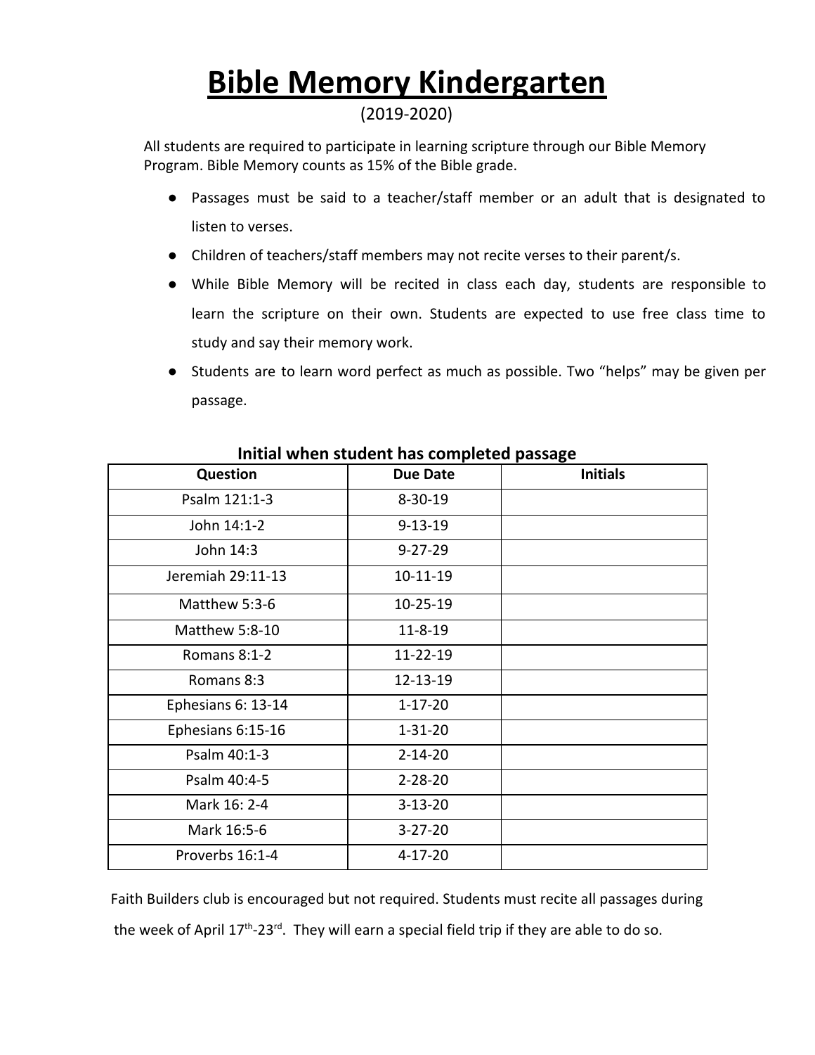# Bible Memory Kindergarten

(2019-2020)

All students are required to participate in learning scripture through our Bible Memory Program. Bible Memory counts as 15% of the Bible grade.

- Passages must be said to a teacher/staff member or an adult that is designated to listen to verses.
- Children of teachers/staff members may not recite verses to their parent/s.
- While Bible Memory will be recited in class each day, students are responsible to learn the scripture on their own. Students are expected to use free class time to study and say their memory work.
- Students are to learn word perfect as much as possible. Two "helps" may be given per passage.

**Initial when student has completed passage**

| Question | Due Date | Initials |
|---|---|---|
| Psalm 121:1-3 | 8-30-19 | |
| John 14:1-2 | 9-13-19 | |
| John 14:3 | 9-27-29 | |
| Jeremiah 29:11-13 | 10-11-19 | |
| Matthew 5:3-6 | 10-25-19 | |
| Matthew 5:8-10 | 11-8-19 | |
| Romans 8:1-2 | 11-22-19 | |
| Romans 8:3 | 12-13-19 | |
| Ephesians 6: 13-14 | 1-17-20 | |
| Ephesians 6:15-16 | 1-31-20 | |
| Psalm 40:1-3 | 2-14-20 | |
| Psalm 40:4-5 | 2-28-20 | |
| Mark 16: 2-4 | 3-13-20 | |
| Mark 16:5-6 | 3-27-20 | |
| Proverbs 16:1-4 | 4-17-20 | |

Faith Builders club is encouraged but not required. Students must recite all passages during the week of April 17th-23rd. They will earn a special field trip if they are able to do so.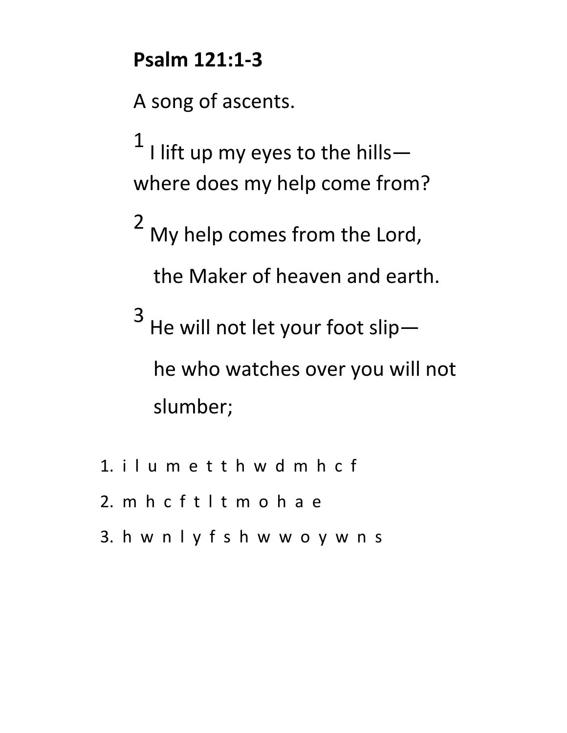**Psalm 121:1-3**

A song of ascents.

1 I lift up my eyes to the hills—
where does my help come from?

2 My help comes from the Lord,
the Maker of heaven and earth.

3 He will not let your foot slip—
he who watches over you will not slumber;

1. i l u m e t t h w d m h c f
2. m h c f t l t m o h a e
3. h w n l y f s h w w o y w n s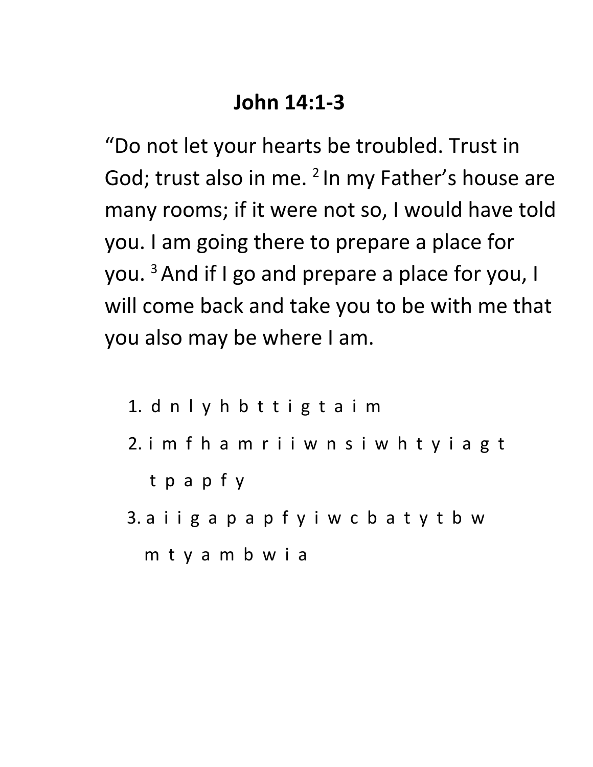# John 14:1-3

"Do not let your hearts be troubled. Trust in God; trust also in me. [2] In my Father's house are many rooms; if it were not so, I would have told you. I am going there to prepare a place for you. [3] And if I go and prepare a place for you, I will come back and take you to be with me that you also may be where I am.

1. d n l y h b t t i g t a i m
2. i m f h a m r i i w n s i w h t y i a g t t p a p f y
3. a i i g a p a p f y i w c b a t y t b w m t y a m b w i a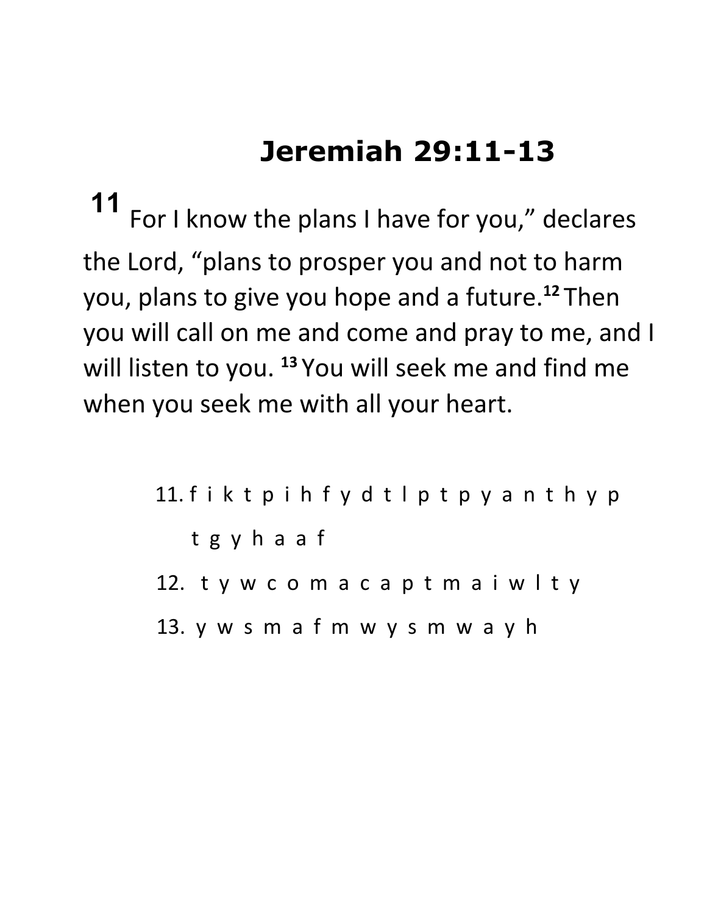# Jeremiah 29:11-13

**11** For I know the plans I have for you," declares the Lord, "plans to prosper you and not to harm you, plans to give you hope and a future.[12] Then you will call on me and come and pray to me, and I will listen to you. [13] You will seek me and find me when you seek me with all your heart.

11. f i k t p i h f y d t l p t p y a n t h y p t g y h a a f
12. t y w c o m a c a p t m a i w l t y
13. y w s m a f m w y s m w a y h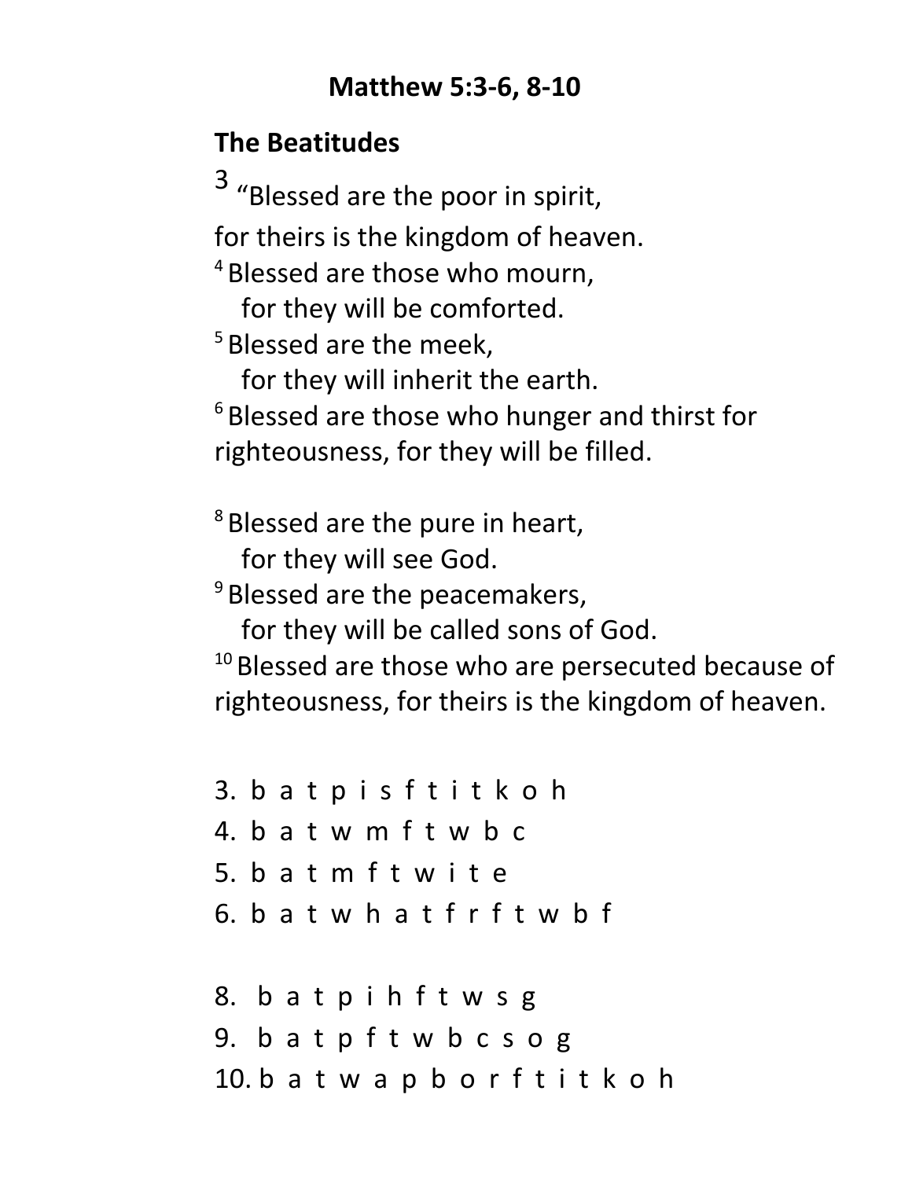# Matthew 5:3-6, 8-10

## The Beatitudes

[3] "Blessed are the poor in spirit,
for theirs is the kingdom of heaven.
[4] Blessed are those who mourn,
for they will be comforted.
[5] Blessed are the meek,
for they will inherit the earth.
[6] Blessed are those who hunger and thirst for righteousness, for they will be filled.

[8] Blessed are the pure in heart,
for they will see God.
[9] Blessed are the peacemakers,
for they will be called sons of God.
[10] Blessed are those who are persecuted because of righteousness, for theirs is the kingdom of heaven.

3. b a t p i s f t i t k o h
4. b a t w m f t w b c
5. b a t m f t w i t e
6. b a t w h a t f r f t w b f

8. b a t p i h f t w s g
9. b a t p f t w b c s o g
10. b a t w a p b o r f t i t k o h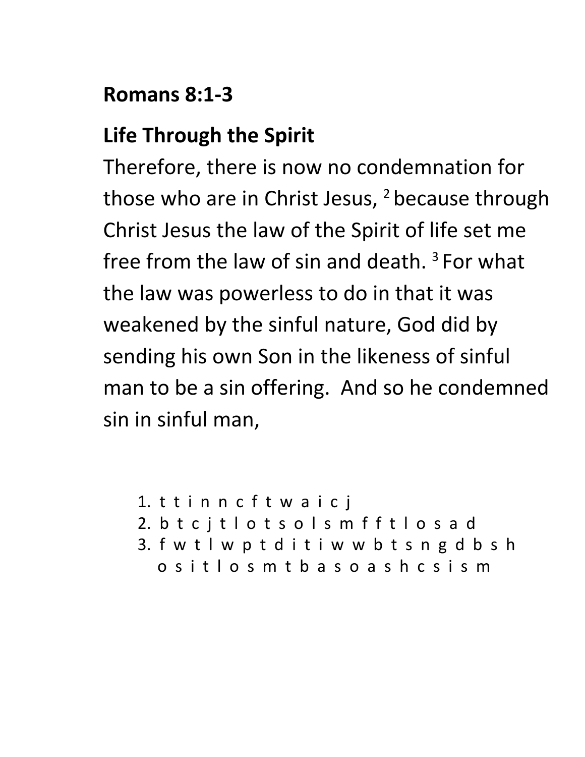**Romans 8:1-3**

**Life Through the Spirit**

Therefore, there is now no condemnation for those who are in Christ Jesus, [2] because through Christ Jesus the law of the Spirit of life set me free from the law of sin and death. [3] For what the law was powerless to do in that it was weakened by the sinful nature, God did by sending his own Son in the likeness of sinful man to be a sin offering.  And so he condemned sin in sinful man,

1. t t i n n c f t w a i c j
2. b t c j t l o t s o l s m f f t l o s a d
3. f w t l w p t d i t i w w b t s n g d b s h o s i t l o s m t b a s o a s h c s i s m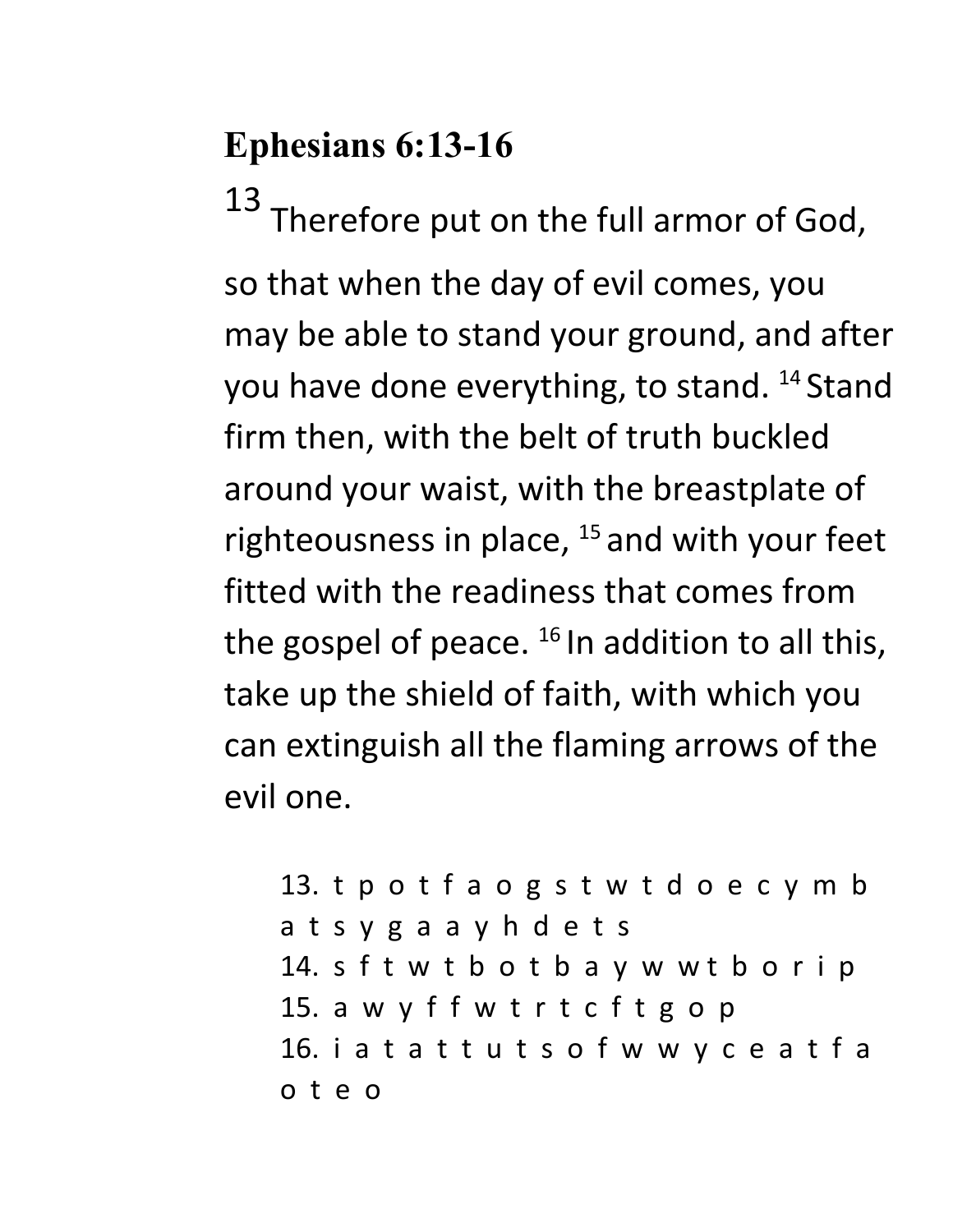## Ephesians 6:13-16

13 Therefore put on the full armor of God, so that when the day of evil comes, you may be able to stand your ground, and after you have done everything, to stand. 14 Stand firm then, with the belt of truth buckled around your waist, with the breastplate of righteousness in place, 15 and with your feet fitted with the readiness that comes from the gospel of peace. 16 In addition to all this, take up the shield of faith, with which you can extinguish all the flaming arrows of the evil one.

13. t p o t f a o g s t w t d o e c y m b a t s y g a a y h d e t s
14. s f t w t b o t b a y w w t b o r i p
15. a w y f f w t r t c f t g o p
16. i a t a t t u t s o f w w y c e a t f a o t e o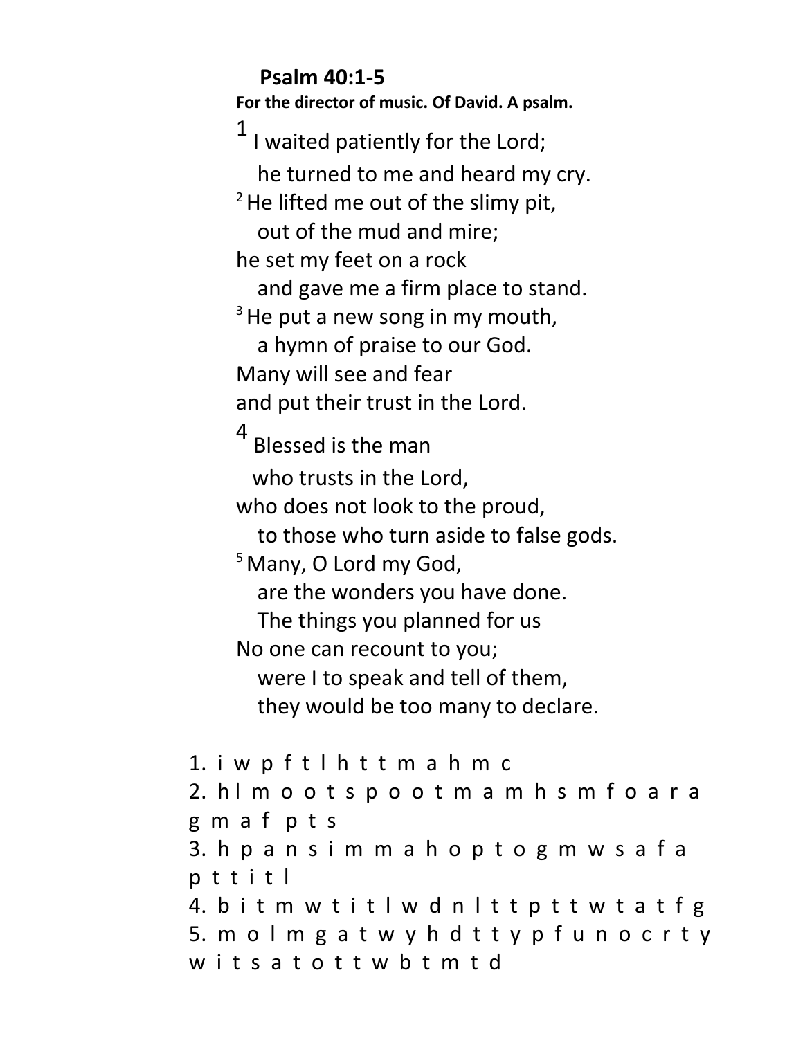## Psalm 40:1-5

**For the director of music. Of David. A psalm.**

1 I waited patiently for the Lord;
   he turned to me and heard my cry.
2 He lifted me out of the slimy pit,
   out of the mud and mire;
he set my feet on a rock
   and gave me a firm place to stand.
3 He put a new song in my mouth,
   a hymn of praise to our God.
Many will see and fear
and put their trust in the Lord.
4 Blessed is the man
   who trusts in the Lord,
who does not look to the proud,
   to those who turn aside to false gods.
5 Many, O Lord my God,
   are the wonders you have done.
   The things you planned for us
No one can recount to you;
   were I to speak and tell of them,
   they would be too many to declare.

1. i w p f t l h t t m a h m c
2. h l m o o t s p o o t m a m h s m f o a r a g m a f p t s
3. h p a n s i m m a h o p t o g m w s a f a p t t i t l
4. b i t m w t i t l w d n l t t p t t w t a t f g
5. m o l m g a t w y h d t t y p f u n o c r t y w i t s a t o t t w b t m t d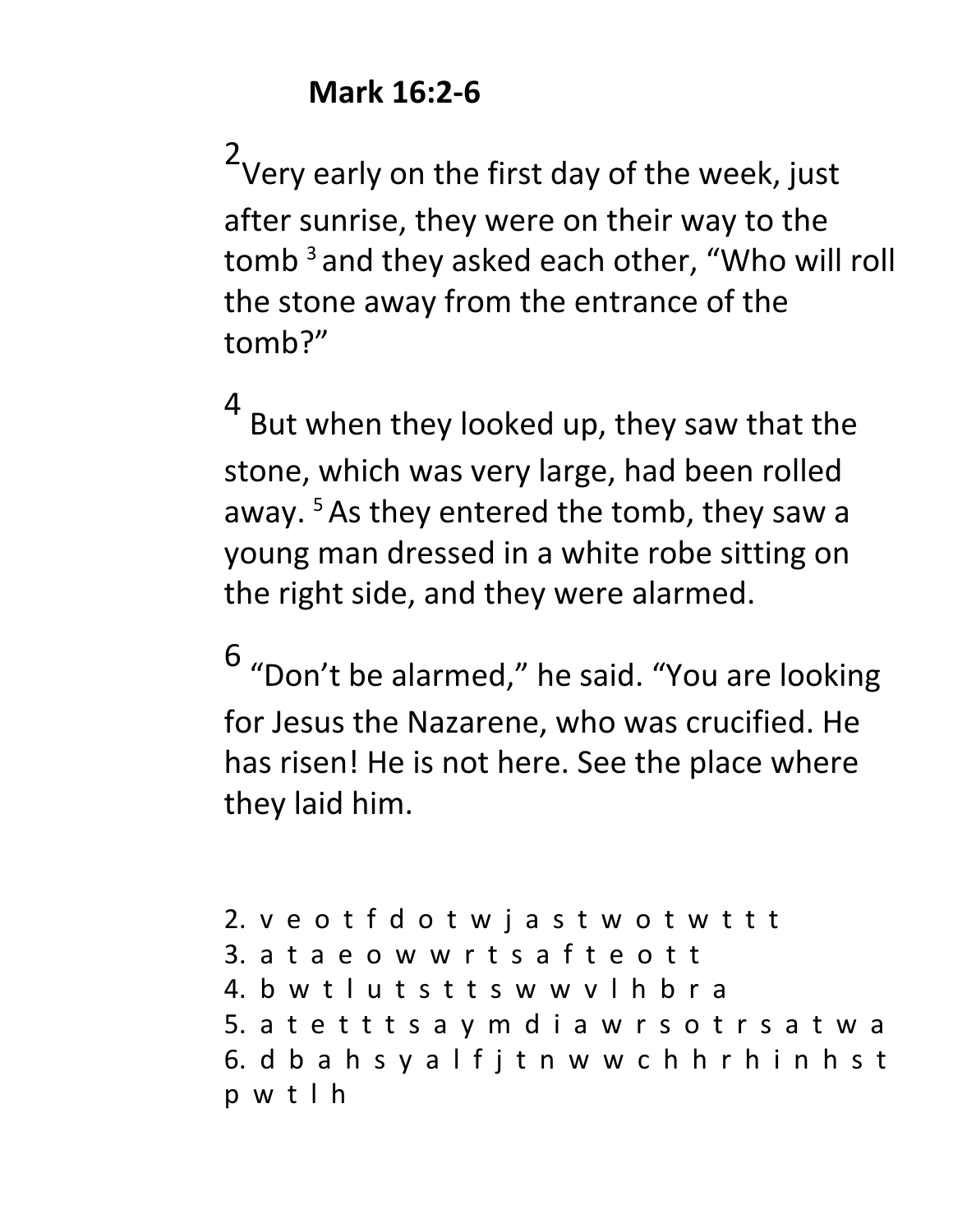**Mark 16:2-6**

2 Very early on the first day of the week, just after sunrise, they were on their way to the tomb 3 and they asked each other, “Who will roll the stone away from the entrance of the tomb?”

4 But when they looked up, they saw that the stone, which was very large, had been rolled away. 5 As they entered the tomb, they saw a young man dressed in a white robe sitting on the right side, and they were alarmed.

6 “Don’t be alarmed,” he said. “You are looking for Jesus the Nazarene, who was crucified. He has risen! He is not here. See the place where they laid him.

2. v e o t f d o t w j a s t w o t w t t t
3. a t a e o w w r t s a f t e o t t
4. b w t l u t s t t s w w v l h b r a
5. a t e t t t s a y m d i a w r s o t r s a t w a
6. d b a h s y a l f j t n w w c h h r h i n h s t p w t l h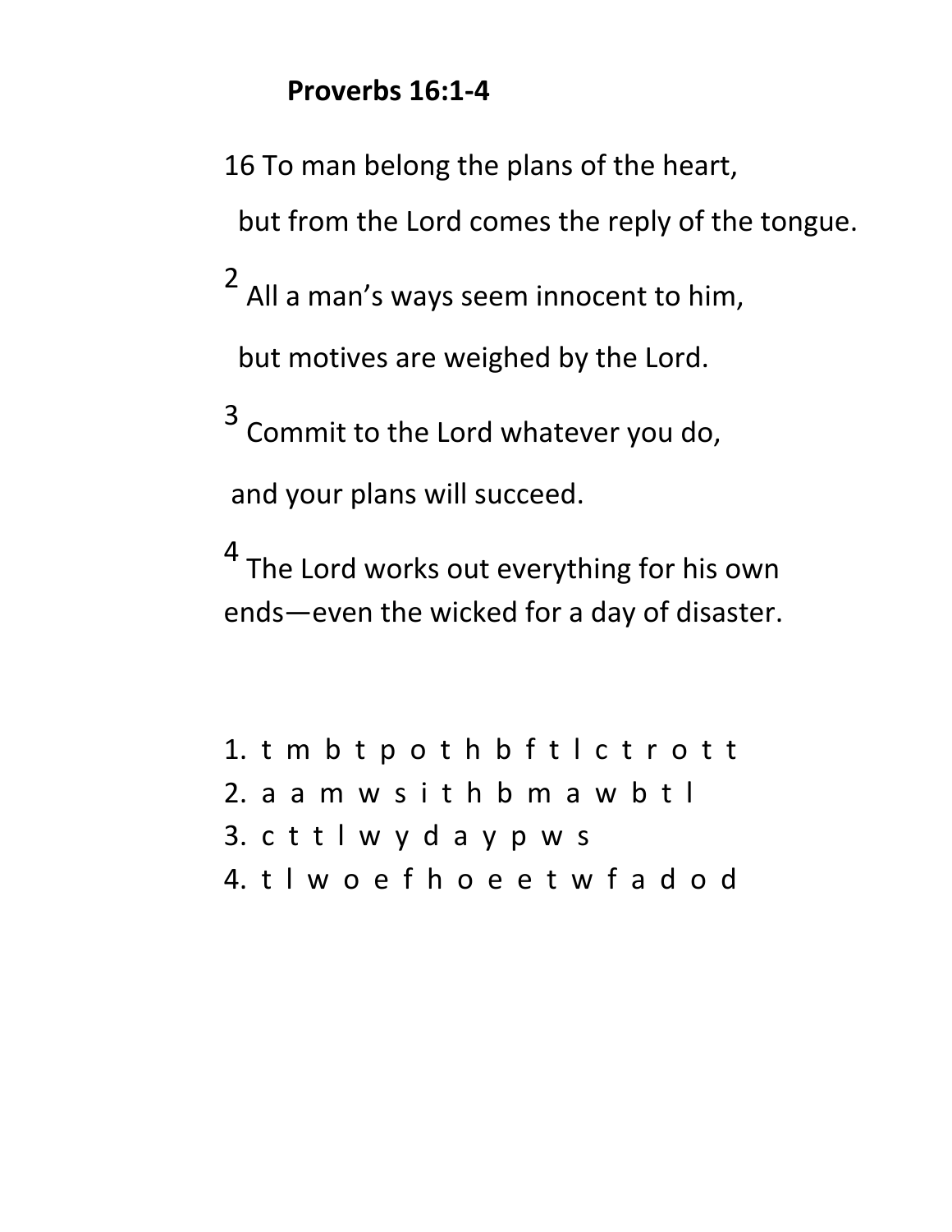## Proverbs 16:1-4

16 To man belong the plans of the heart,

but from the Lord comes the reply of the tongue.

2 All a man's ways seem innocent to him,

but motives are weighed by the Lord.

3 Commit to the Lord whatever you do,

and your plans will succeed.

4 The Lord works out everything for his own ends—even the wicked for a day of disaster.

1. t m b t p o t h b f t l c t r o t t
2. a a m w s i t h b m a w b t l
3. c t t l w y d a y p w s
4. t l w o e f h o e e t w f a d o d